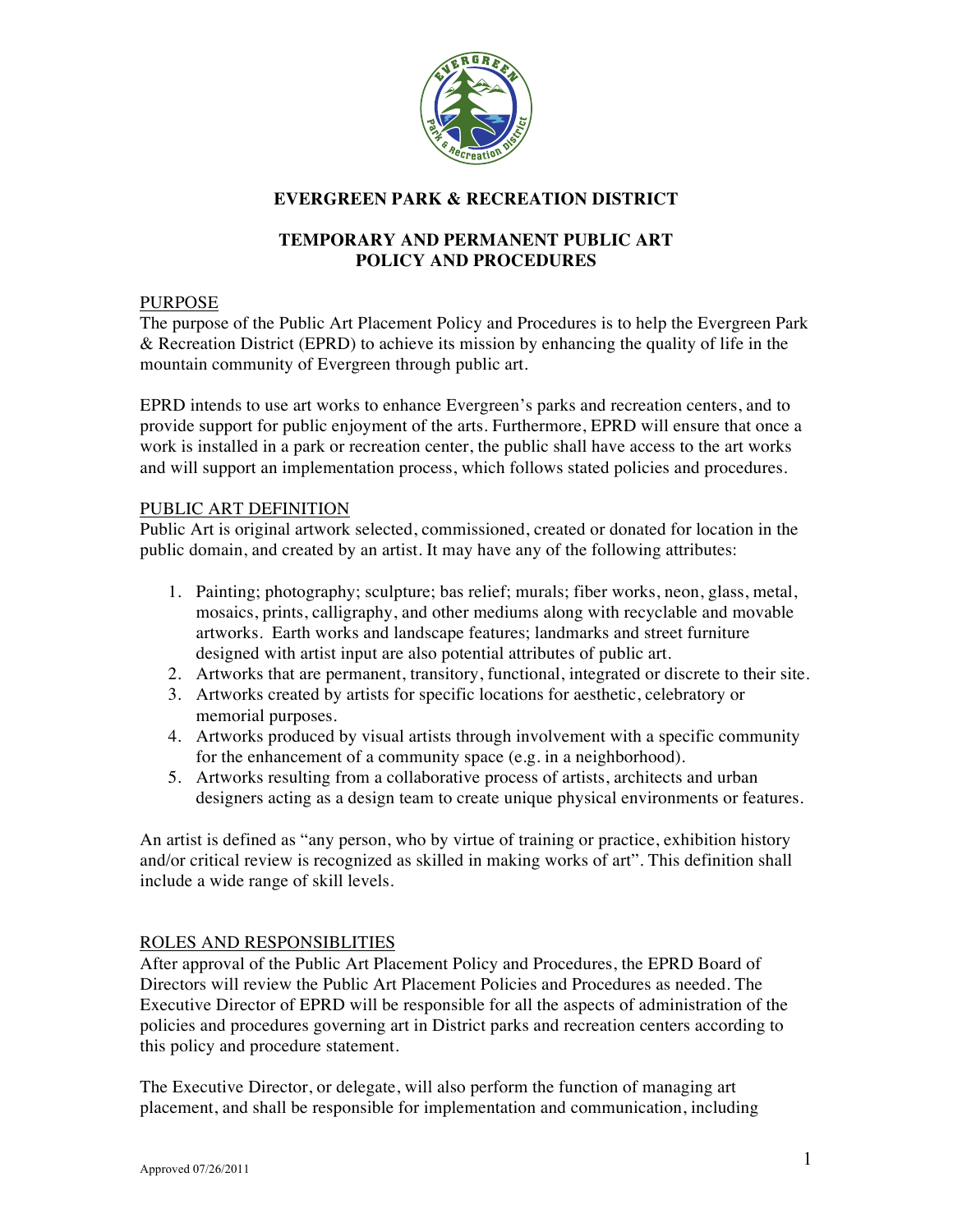# EVERGREEN PARK & RECREATION DISTRICT

## TEMPORARY AND PERMANENT PUBLIC ART POLICY AND PROCEDURES

### PURPOSE

The purpose of the Public Art Placement Policy and Procedures is to help the Evergreen Park & Recreation District (EPRD) to achieve its mission by enhancing the quality of life in the mountain community of Evergreen through public art.

EPRD intends to use art works to enhance Evergreen's parks and recreation centers, and to provide support for public enjoyment of the arts. Furthermore, EPRD will ensure that once a work is installed in a park or recreation center, the public shall have access to the art works and will support an implementation process, which follows stated policies and procedures.

### PUBLIC ART DEFINITION

Public Art is original artwork selected, commissioned, created or donated for location in the public domain, and created by an artist. It may have any of the following attributes:

1. Painting; photography; sculpture; bas relief; murals; fiber works, neon, glass, metal, mosaics, prints, calligraphy, and other mediums along with recyclable and movable artworks. Earth works and landscape features; landmarks and street furniture designed with artist input are also potential attributes of public art.
2. Artworks that are permanent, transitory, functional, integrated or discrete to their site.
3. Artworks created by artists for specific locations for aesthetic, celebratory or memorial purposes.
4. Artworks produced by visual artists through involvement with a specific community for the enhancement of a community space (e.g. in a neighborhood).
5. Artworks resulting from a collaborative process of artists, architects and urban designers acting as a design team to create unique physical environments or features.

An artist is defined as "any person, who by virtue of training or practice, exhibition history and/or critical review is recognized as skilled in making works of art". This definition shall include a wide range of skill levels.

### ROLES AND RESPONSIBLITIES

After approval of the Public Art Placement Policy and Procedures, the EPRD Board of Directors will review the Public Art Placement Policies and Procedures as needed. The Executive Director of EPRD will be responsible for all the aspects of administration of the policies and procedures governing art in District parks and recreation centers according to this policy and procedure statement.

The Executive Director, or delegate, will also perform the function of managing art placement, and shall be responsible for implementation and communication, including

Approved 07/26/2011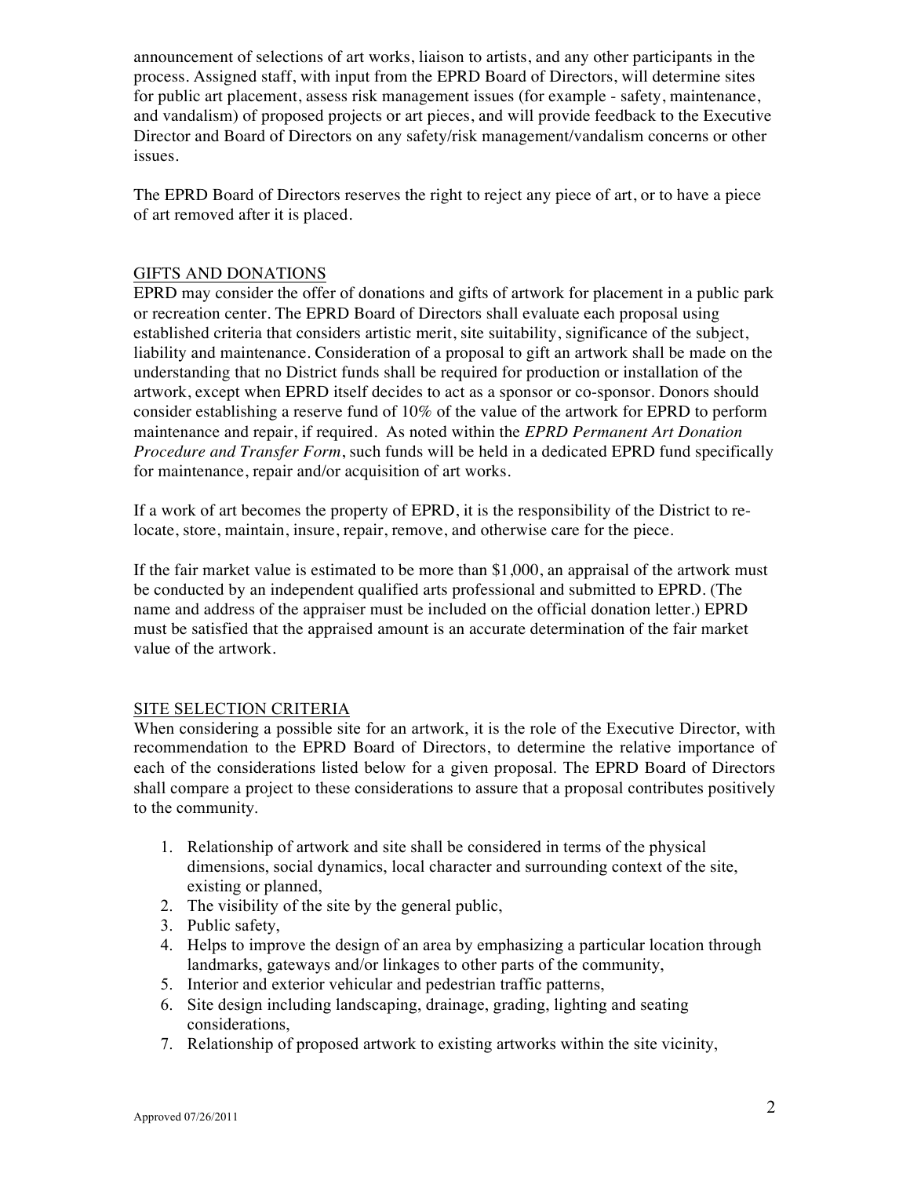announcement of selections of art works, liaison to artists, and any other participants in the process. Assigned staff, with input from the EPRD Board of Directors, will determine sites for public art placement, assess risk management issues (for example - safety, maintenance, and vandalism) of proposed projects or art pieces, and will provide feedback to the Executive Director and Board of Directors on any safety/risk management/vandalism concerns or other issues.

The EPRD Board of Directors reserves the right to reject any piece of art, or to have a piece of art removed after it is placed.

## GIFTS AND DONATIONS

EPRD may consider the offer of donations and gifts of artwork for placement in a public park or recreation center. The EPRD Board of Directors shall evaluate each proposal using established criteria that considers artistic merit, site suitability, significance of the subject, liability and maintenance. Consideration of a proposal to gift an artwork shall be made on the understanding that no District funds shall be required for production or installation of the artwork, except when EPRD itself decides to act as a sponsor or co-sponsor. Donors should consider establishing a reserve fund of 10% of the value of the artwork for EPRD to perform maintenance and repair, if required. As noted within the *EPRD Permanent Art Donation Procedure and Transfer Form*, such funds will be held in a dedicated EPRD fund specifically for maintenance, repair and/or acquisition of art works.

If a work of art becomes the property of EPRD, it is the responsibility of the District to re-locate, store, maintain, insure, repair, remove, and otherwise care for the piece.

If the fair market value is estimated to be more than $1,000, an appraisal of the artwork must be conducted by an independent qualified arts professional and submitted to EPRD. (The name and address of the appraiser must be included on the official donation letter.) EPRD must be satisfied that the appraised amount is an accurate determination of the fair market value of the artwork.

## SITE SELECTION CRITERIA

When considering a possible site for an artwork, it is the role of the Executive Director, with recommendation to the EPRD Board of Directors, to determine the relative importance of each of the considerations listed below for a given proposal. The EPRD Board of Directors shall compare a project to these considerations to assure that a proposal contributes positively to the community.

1. Relationship of artwork and site shall be considered in terms of the physical dimensions, social dynamics, local character and surrounding context of the site, existing or planned,
2. The visibility of the site by the general public,
3. Public safety,
4. Helps to improve the design of an area by emphasizing a particular location through landmarks, gateways and/or linkages to other parts of the community,
5. Interior and exterior vehicular and pedestrian traffic patterns,
6. Site design including landscaping, drainage, grading, lighting and seating considerations,
7. Relationship of proposed artwork to existing artworks within the site vicinity,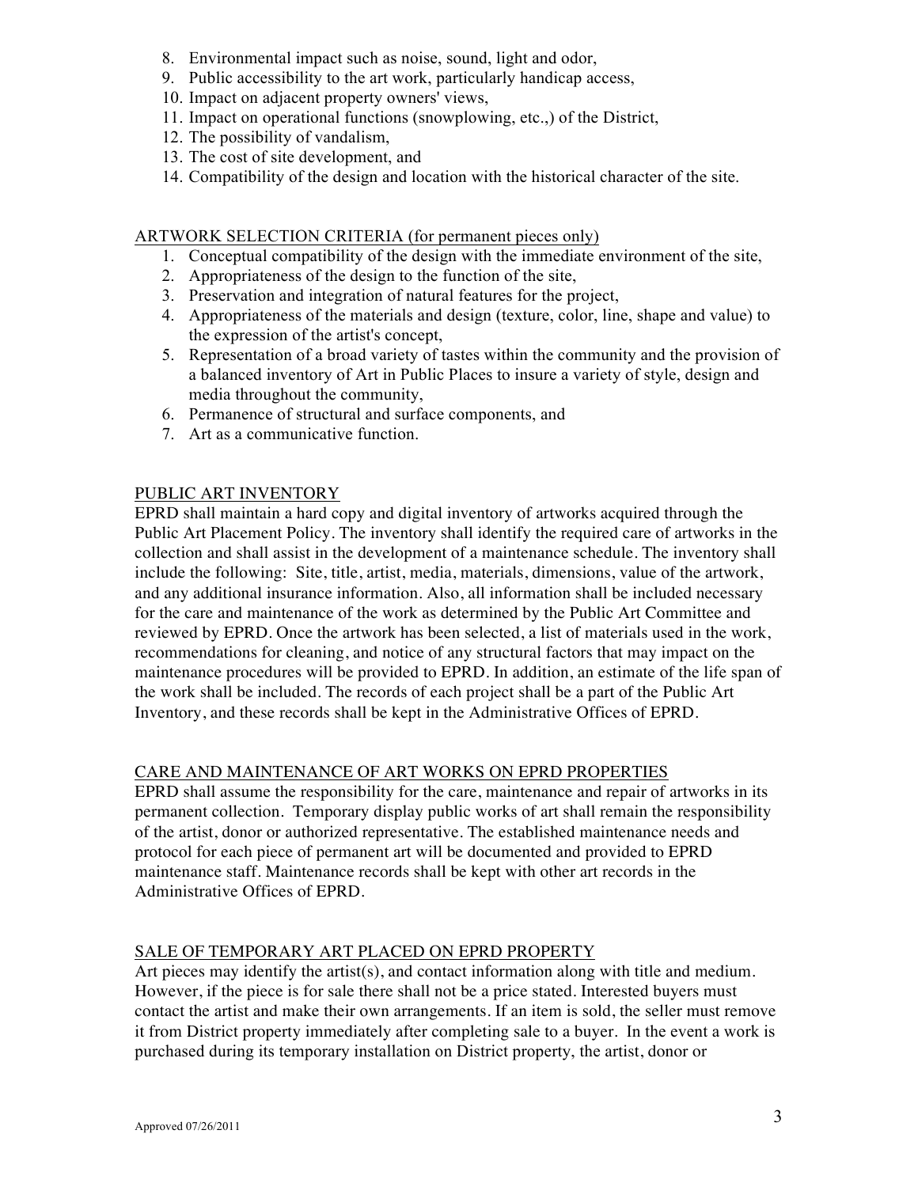8. Environmental impact such as noise, sound, light and odor,
9. Public accessibility to the art work, particularly handicap access,
10. Impact on adjacent property owners' views,
11. Impact on operational functions (snowplowing, etc.,) of the District,
12. The possibility of vandalism,
13. The cost of site development, and
14. Compatibility of the design and location with the historical character of the site.

## ARTWORK SELECTION CRITERIA (for permanent pieces only)

1. Conceptual compatibility of the design with the immediate environment of the site,
2. Appropriateness of the design to the function of the site,
3. Preservation and integration of natural features for the project,
4. Appropriateness of the materials and design (texture, color, line, shape and value) to the expression of the artist's concept,
5. Representation of a broad variety of tastes within the community and the provision of a balanced inventory of Art in Public Places to insure a variety of style, design and media throughout the community,
6. Permanence of structural and surface components, and
7. Art as a communicative function.

## PUBLIC ART INVENTORY

EPRD shall maintain a hard copy and digital inventory of artworks acquired through the Public Art Placement Policy. The inventory shall identify the required care of artworks in the collection and shall assist in the development of a maintenance schedule. The inventory shall include the following: Site, title, artist, media, materials, dimensions, value of the artwork, and any additional insurance information. Also, all information shall be included necessary for the care and maintenance of the work as determined by the Public Art Committee and reviewed by EPRD. Once the artwork has been selected, a list of materials used in the work, recommendations for cleaning, and notice of any structural factors that may impact on the maintenance procedures will be provided to EPRD. In addition, an estimate of the life span of the work shall be included. The records of each project shall be a part of the Public Art Inventory, and these records shall be kept in the Administrative Offices of EPRD.

## CARE AND MAINTENANCE OF ART WORKS ON EPRD PROPERTIES

EPRD shall assume the responsibility for the care, maintenance and repair of artworks in its permanent collection. Temporary display public works of art shall remain the responsibility of the artist, donor or authorized representative. The established maintenance needs and protocol for each piece of permanent art will be documented and provided to EPRD maintenance staff. Maintenance records shall be kept with other art records in the Administrative Offices of EPRD.

## SALE OF TEMPORARY ART PLACED ON EPRD PROPERTY

Art pieces may identify the artist(s), and contact information along with title and medium. However, if the piece is for sale there shall not be a price stated. Interested buyers must contact the artist and make their own arrangements. If an item is sold, the seller must remove it from District property immediately after completing sale to a buyer. In the event a work is purchased during its temporary installation on District property, the artist, donor or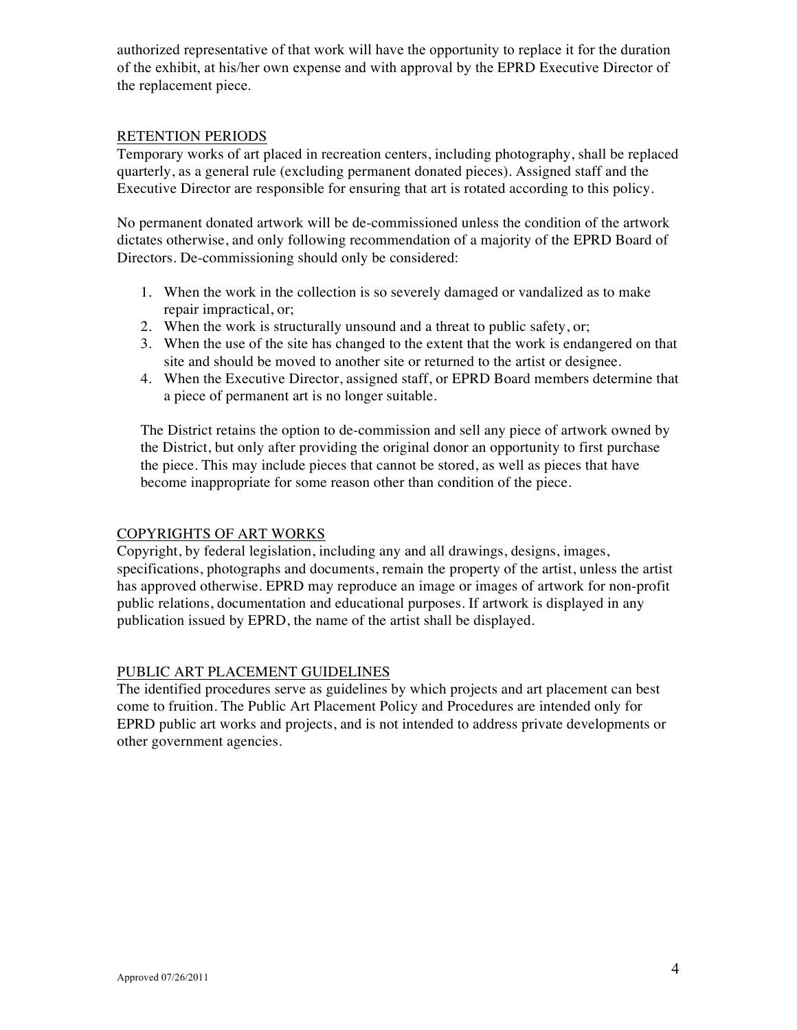authorized representative of that work will have the opportunity to replace it for the duration of the exhibit, at his/her own expense and with approval by the EPRD Executive Director of the replacement piece.

## RETENTION PERIODS

Temporary works of art placed in recreation centers, including photography, shall be replaced quarterly, as a general rule (excluding permanent donated pieces). Assigned staff and the Executive Director are responsible for ensuring that art is rotated according to this policy.

No permanent donated artwork will be de-commissioned unless the condition of the artwork dictates otherwise, and only following recommendation of a majority of the EPRD Board of Directors. De-commissioning should only be considered:

1. When the work in the collection is so severely damaged or vandalized as to make repair impractical, or;
2. When the work is structurally unsound and a threat to public safety, or;
3. When the use of the site has changed to the extent that the work is endangered on that site and should be moved to another site or returned to the artist or designee.
4. When the Executive Director, assigned staff, or EPRD Board members determine that a piece of permanent art is no longer suitable.

The District retains the option to de-commission and sell any piece of artwork owned by the District, but only after providing the original donor an opportunity to first purchase the piece. This may include pieces that cannot be stored, as well as pieces that have become inappropriate for some reason other than condition of the piece.

## COPYRIGHTS OF ART WORKS

Copyright, by federal legislation, including any and all drawings, designs, images, specifications, photographs and documents, remain the property of the artist, unless the artist has approved otherwise. EPRD may reproduce an image or images of artwork for non-profit public relations, documentation and educational purposes. If artwork is displayed in any publication issued by EPRD, the name of the artist shall be displayed.

## PUBLIC ART PLACEMENT GUIDELINES

The identified procedures serve as guidelines by which projects and art placement can best come to fruition. The Public Art Placement Policy and Procedures are intended only for EPRD public art works and projects, and is not intended to address private developments or other government agencies.

Approved 07/26/2011